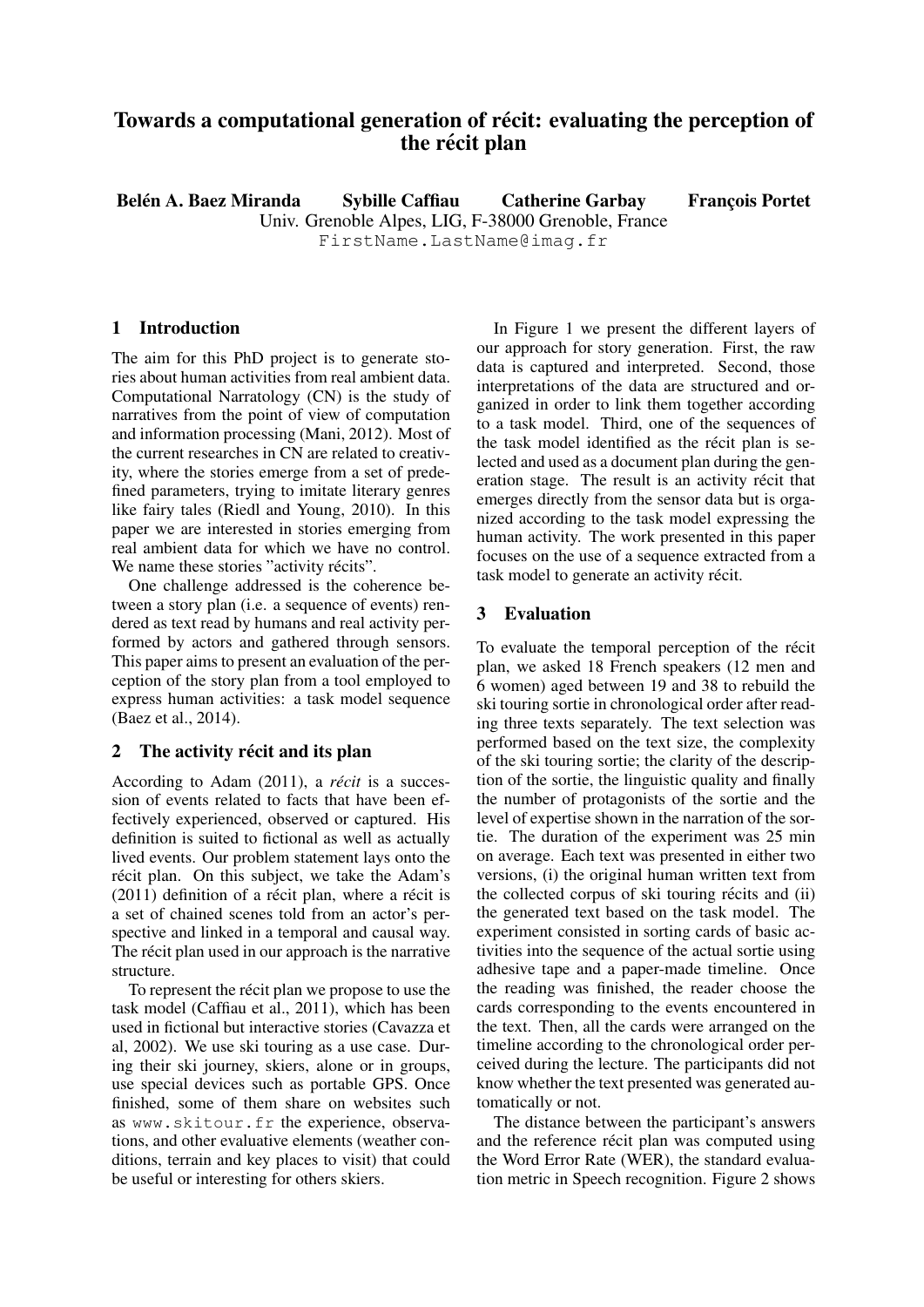# Towards a computational generation of récit: evaluating the perception of the récit plan

**Belén A. Baez Miranda  Sybille Caffiau  Catherine Garbay  François Portet**
Univ. Grenoble Alpes, LIG, F-38000 Grenoble, France
FirstName.LastName@imag.fr

## 1 Introduction

The aim for this PhD project is to generate stories about human activities from real ambient data. Computational Narratology (CN) is the study of narratives from the point of view of computation and information processing (Mani, 2012). Most of the current researches in CN are related to creativity, where the stories emerge from a set of predefined parameters, trying to imitate literary genres like fairy tales (Riedl and Young, 2010). In this paper we are interested in stories emerging from real ambient data for which we have no control. We name these stories "activity récits".

One challenge addressed is the coherence between a story plan (i.e. a sequence of events) rendered as text read by humans and real activity performed by actors and gathered through sensors. This paper aims to present an evaluation of the perception of the story plan from a tool employed to express human activities: a task model sequence (Baez et al., 2014).

## 2 The activity récit and its plan

According to Adam (2011), a *récit* is a succession of events related to facts that have been effectively experienced, observed or captured. His definition is suited to fictional as well as actually lived events. Our problem statement lays onto the récit plan. On this subject, we take the Adam's (2011) definition of a récit plan, where a récit is a set of chained scenes told from an actor's perspective and linked in a temporal and causal way. The récit plan used in our approach is the narrative structure.

To represent the récit plan we propose to use the task model (Caffiau et al., 2011), which has been used in fictional but interactive stories (Cavazza et al, 2002). We use ski touring as a use case. During their ski journey, skiers, alone or in groups, use special devices such as portable GPS. Once finished, some of them share on websites such as www.skitour.fr the experience, observations, and other evaluative elements (weather conditions, terrain and key places to visit) that could be useful or interesting for others skiers.

In Figure 1 we present the different layers of our approach for story generation. First, the raw data is captured and interpreted. Second, those interpretations of the data are structured and organized in order to link them together according to a task model. Third, one of the sequences of the task model identified as the récit plan is selected and used as a document plan during the generation stage. The result is an activity récit that emerges directly from the sensor data but is organized according to the task model expressing the human activity. The work presented in this paper focuses on the use of a sequence extracted from a task model to generate an activity récit.

## 3 Evaluation

To evaluate the temporal perception of the récit plan, we asked 18 French speakers (12 men and 6 women) aged between 19 and 38 to rebuild the ski touring sortie in chronological order after reading three texts separately. The text selection was performed based on the text size, the complexity of the ski touring sortie; the clarity of the description of the sortie, the linguistic quality and finally the number of protagonists of the sortie and the level of expertise shown in the narration of the sortie. The duration of the experiment was 25 min on average. Each text was presented in either two versions, (i) the original human written text from the collected corpus of ski touring récits and (ii) the generated text based on the task model. The experiment consisted in sorting cards of basic activities into the sequence of the actual sortie using adhesive tape and a paper-made timeline. Once the reading was finished, the reader choose the cards corresponding to the events encountered in the text. Then, all the cards were arranged on the timeline according to the chronological order perceived during the lecture. The participants did not know whether the text presented was generated automatically or not.

The distance between the participant's answers and the reference récit plan was computed using the Word Error Rate (WER), the standard evaluation metric in Speech recognition. Figure 2 shows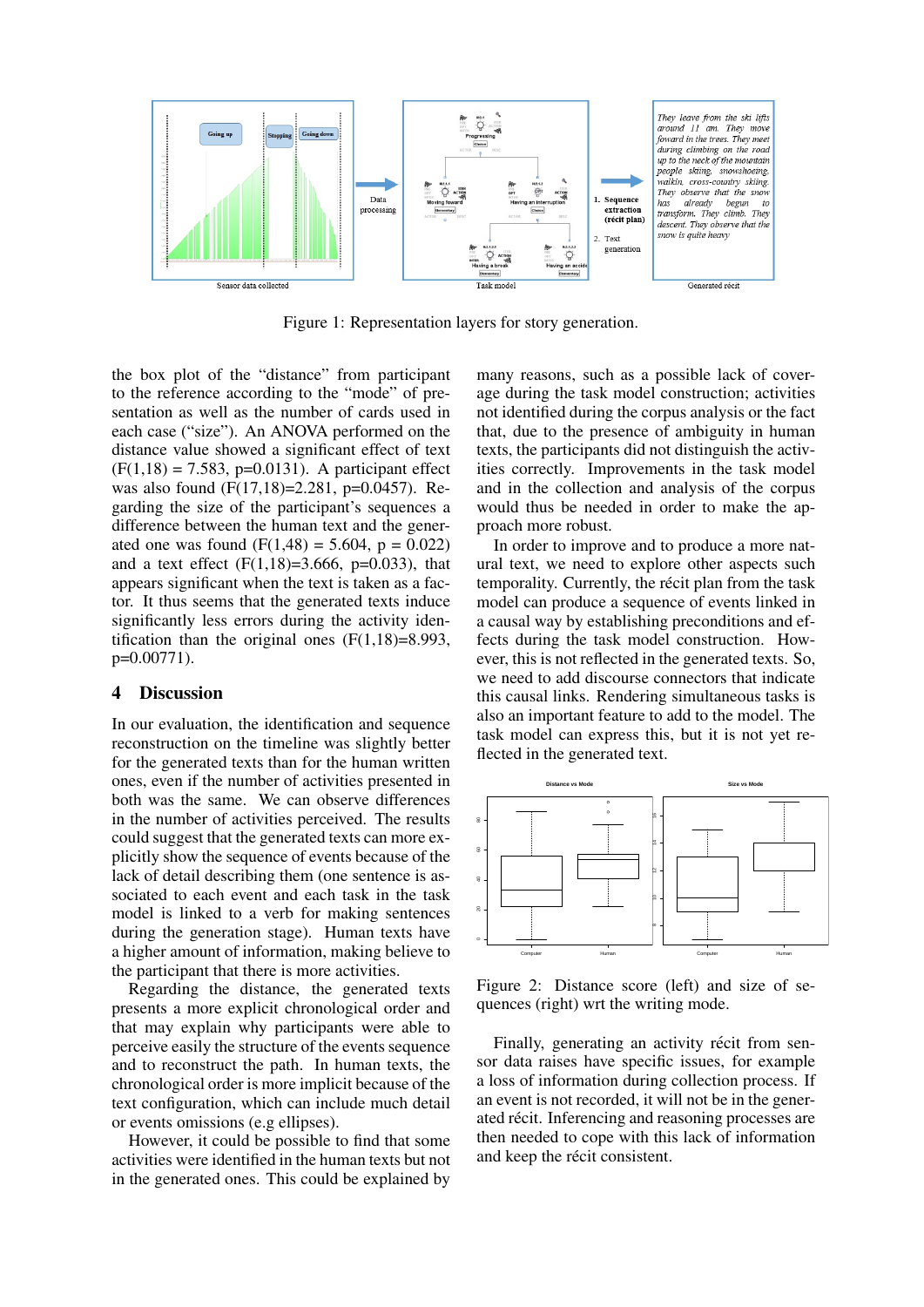Figure 1: Representation layers for story generation.

the box plot of the "distance" from participant to the reference according to the "mode" of presentation as well as the number of cards used in each case ("size"). An ANOVA performed on the distance value showed a significant effect of text ($F(1,18) = 7.583$, $p=0.0131$). A participant effect was also found ($F(17,18)=2.281$, $p=0.0457$). Regarding the size of the participant's sequences a difference between the human text and the generated one was found ($F(1,48) = 5.604$, $p = 0.022$) and a text effect ($F(1,18)=3.666$, $p=0.033$), that appears significant when the text is taken as a factor. It thus seems that the generated texts induce significantly less errors during the activity identification than the original ones ($F(1,18)=8.993$, $p=0.00771$).

## 4 Discussion

In our evaluation, the identification and sequence reconstruction on the timeline was slightly better for the generated texts than for the human written ones, even if the number of activities presented in both was the same. We can observe differences in the number of activities perceived. The results could suggest that the generated texts can more explicitly show the sequence of events because of the lack of detail describing them (one sentence is associated to each event and each task in the task model is linked to a verb for making sentences during the generation stage). Human texts have a higher amount of information, making believe to the participant that there is more activities.

Regarding the distance, the generated texts presents a more explicit chronological order and that may explain why participants were able to perceive easily the structure of the events sequence and to reconstruct the path. In human texts, the chronological order is more implicit because of the text configuration, which can include much detail or events omissions (e.g ellipses).

However, it could be possible to find that some activities were identified in the human texts but not in the generated ones. This could be explained by many reasons, such as a possible lack of coverage during the task model construction; activities not identified during the corpus analysis or the fact that, due to the presence of ambiguity in human texts, the participants did not distinguish the activities correctly. Improvements in the task model and in the collection and analysis of the corpus would thus be needed in order to make the approach more robust.

In order to improve and to produce a more natural text, we need to explore other aspects such temporality. Currently, the récit plan from the task model can produce a sequence of events linked in a causal way by establishing preconditions and effects during the task model construction. However, this is not reflected in the generated texts. So, we need to add discourse connectors that indicate this causal links. Rendering simultaneous tasks is also an important feature to add to the model. The task model can express this, but it is not yet reflected in the generated text.

Figure 2: Distance score (left) and size of sequences (right) wrt the writing mode.

Finally, generating an activity récit from sensor data raises have specific issues, for example a loss of information during collection process. If an event is not recorded, it will not be in the generated récit. Inferencing and reasoning processes are then needed to cope with this lack of information and keep the récit consistent.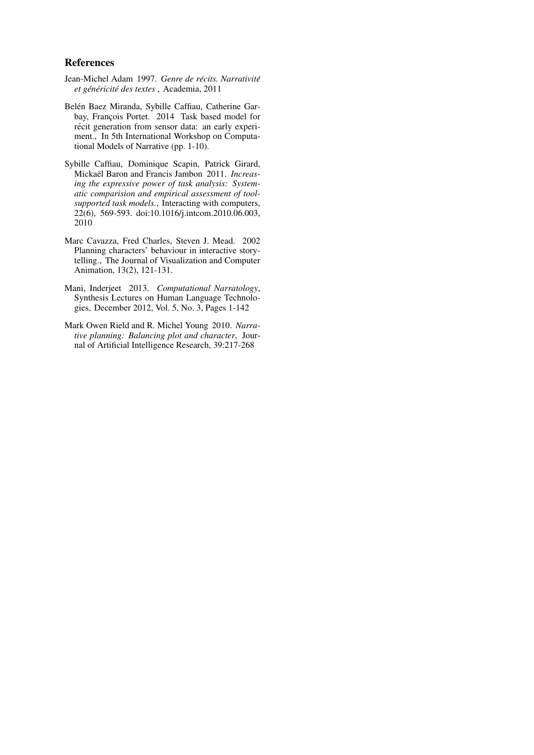## References

Jean-Michel Adam 1997. *Genre de récits. Narrativité et généricité des textes* , Academia, 2011

Belén Baez Miranda, Sybille Caffiau, Catherine Garbay, François Portet. 2014 Task based model for récit generation from sensor data: an early experiment., In 5th International Workshop on Computational Models of Narrative (pp. 1-10).

Sybille Caffiau, Dominique Scapin, Patrick Girard, Mickaël Baron and Francis Jambon 2011. *Increasing the expressive power of task analysis: Systematic comparision and empirical assessment of tool-supported task models.*, Interacting with computers, 22(6), 569-593. doi:10.1016/j.intcom.2010.06.003, 2010

Marc Cavazza, Fred Charles, Steven J. Mead. 2002 Planning characters' behaviour in interactive storytelling., The Journal of Visualization and Computer Animation, 13(2), 121-131.

Mani, Inderjeet 2013. *Computational Narratology*, Synthesis Lectures on Human Language Technologies, December 2012, Vol. 5, No. 3, Pages 1-142

Mark Owen Rield and R. Michel Young 2010. *Narrative planning: Balancing plot and character*, Journal of Artificial Intelligence Research, 39:217-268